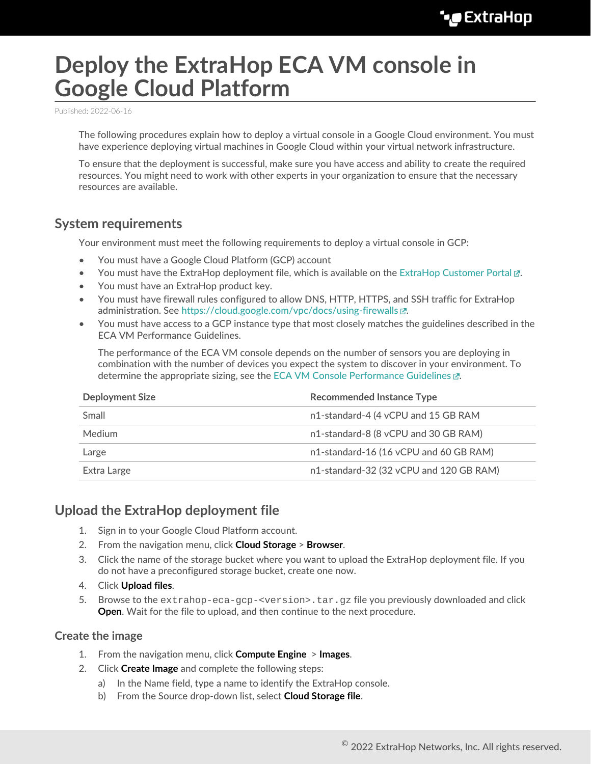# Deploy the ExtraHop ECA VM console in Google Cloud Platform

Published: 2022-06-16

The following procedures explain how to deploy a virtual console in a Google Cloud environment. You must have experience deploying virtual machines in Google Cloud within your virtual network infrastructure.

To ensure that the deployment is successful, make sure you have access and ability to create the required resources. You might need to work with other experts in your organization to ensure that the necessary resources are available.

## System requirements

Your environment must meet the following requirements to deploy a virtual console in GCP:

- You must have a Google Cloud Platform (GCP) account
- You must have the ExtraHop deployment file, which is available on the ExtraHop Customer Portal.
- You must have an ExtraHop product key.
- You must have firewall rules configured to allow DNS, HTTP, HTTPS, and SSH traffic for ExtraHop administration. See https://cloud.google.com/vpc/docs/using-firewalls.
- You must have access to a GCP instance type that most closely matches the guidelines described in the ECA VM Performance Guidelines.

  The performance of the ECA VM console depends on the number of sensors you are deploying in combination with the number of devices you expect the system to discover in your environment. To determine the appropriate sizing, see the ECA VM Console Performance Guidelines.

| Deployment Size | Recommended Instance Type |
| --- | --- |
| Small | n1-standard-4 (4 vCPU and 15 GB RAM |
| Medium | n1-standard-8 (8 vCPU and 30 GB RAM) |
| Large | n1-standard-16 (16 vCPU and 60 GB RAM) |
| Extra Large | n1-standard-32 (32 vCPU and 120 GB RAM) |

## Upload the ExtraHop deployment file

1. Sign in to your Google Cloud Platform account.
2. From the navigation menu, click **Cloud Storage** > **Browser**.
3. Click the name of the storage bucket where you want to upload the ExtraHop deployment file. If you do not have a preconfigured storage bucket, create one now.
4. Click **Upload files**.
5. Browse to the `extrahop-eca-gcp-<version>.tar.gz` file you previously downloaded and click **Open**. Wait for the file to upload, and then continue to the next procedure.

### Create the image

1. From the navigation menu, click **Compute Engine** > **Images**.
2. Click **Create Image** and complete the following steps:
   a) In the Name field, type a name to identify the ExtraHop console.
   b) From the Source drop-down list, select **Cloud Storage file**.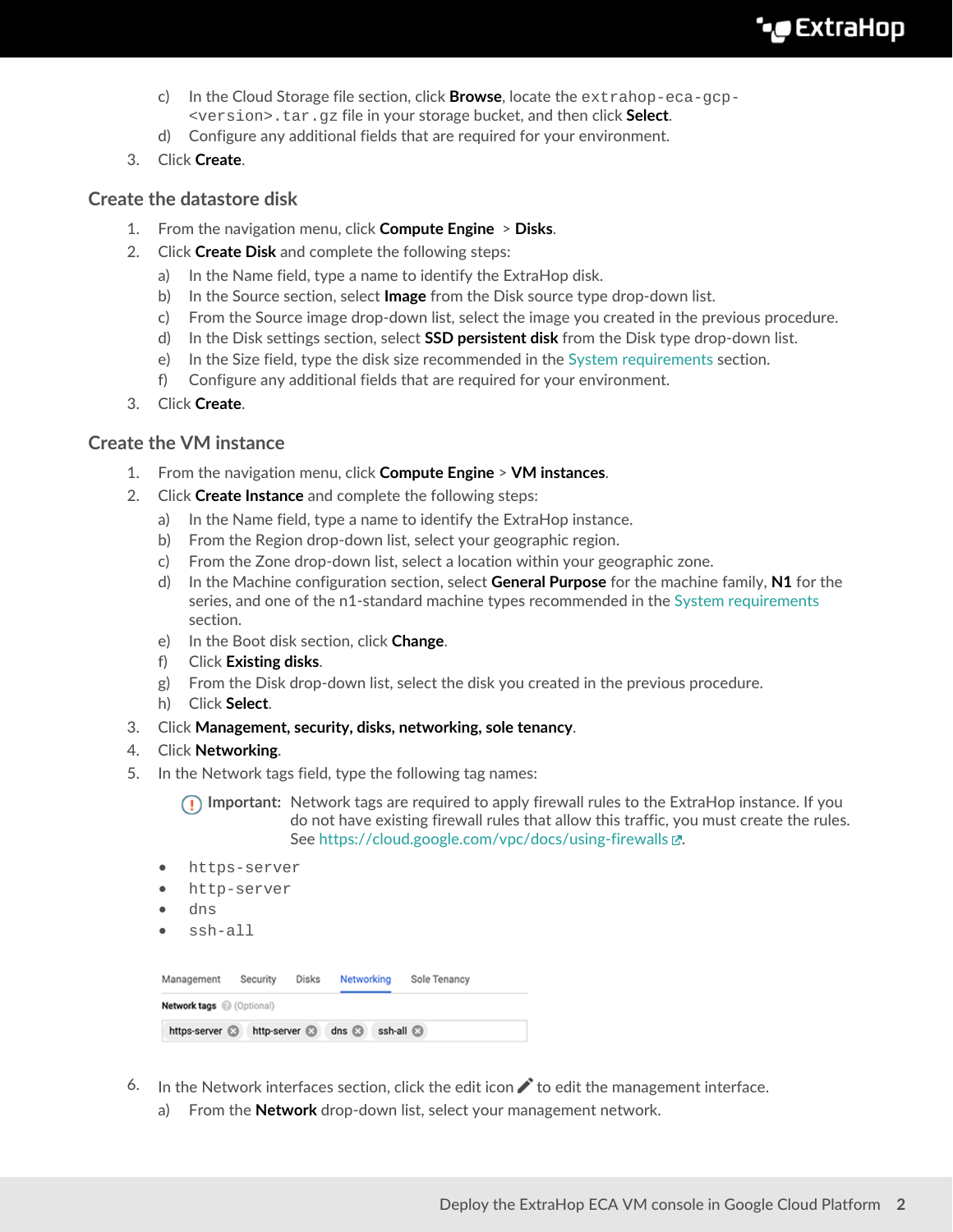c) In the Cloud Storage file section, click **Browse**, locate the `extrahop-eca-gcp-<version>.tar.gz` file in your storage bucket, and then click **Select**.

d) Configure any additional fields that are required for your environment.

3. Click **Create**.

## Create the datastore disk

1. From the navigation menu, click **Compute Engine** > **Disks**.
2. Click **Create Disk** and complete the following steps:
   a) In the Name field, type a name to identify the ExtraHop disk.
   b) In the Source section, select **Image** from the Disk source type drop-down list.
   c) From the Source image drop-down list, select the image you created in the previous procedure.
   d) In the Disk settings section, select **SSD persistent disk** from the Disk type drop-down list.
   e) In the Size field, type the disk size recommended in the System requirements section.
   f) Configure any additional fields that are required for your environment.
3. Click **Create**.

## Create the VM instance

1. From the navigation menu, click **Compute Engine** > **VM instances**.
2. Click **Create Instance** and complete the following steps:
   a) In the Name field, type a name to identify the ExtraHop instance.
   b) From the Region drop-down list, select your geographic region.
   c) From the Zone drop-down list, select a location within your geographic zone.
   d) In the Machine configuration section, select **General Purpose** for the machine family, **N1** for the series, and one of the n1-standard machine types recommended in the System requirements section.
   e) In the Boot disk section, click **Change**.
   f) Click **Existing disks**.
   g) From the Disk drop-down list, select the disk you created in the previous procedure.
   h) Click **Select**.
3. Click **Management, security, disks, networking, sole tenancy**.
4. Click **Networking**.
5. In the Network tags field, type the following tag names:

   **Important:** Network tags are required to apply firewall rules to the ExtraHop instance. If you do not have existing firewall rules that allow this traffic, you must create the rules. See https://cloud.google.com/vpc/docs/using-firewalls.

   - `https-server`
   - `http-server`
   - `dns`
   - `ssh-all`

   Management | Security | Disks | Networking | Sole Tenancy

   Network tags (Optional)

   https-server | http-server | dns | ssh-all

6. In the Network interfaces section, click the edit icon to edit the management interface.
   a) From the **Network** drop-down list, select your management network.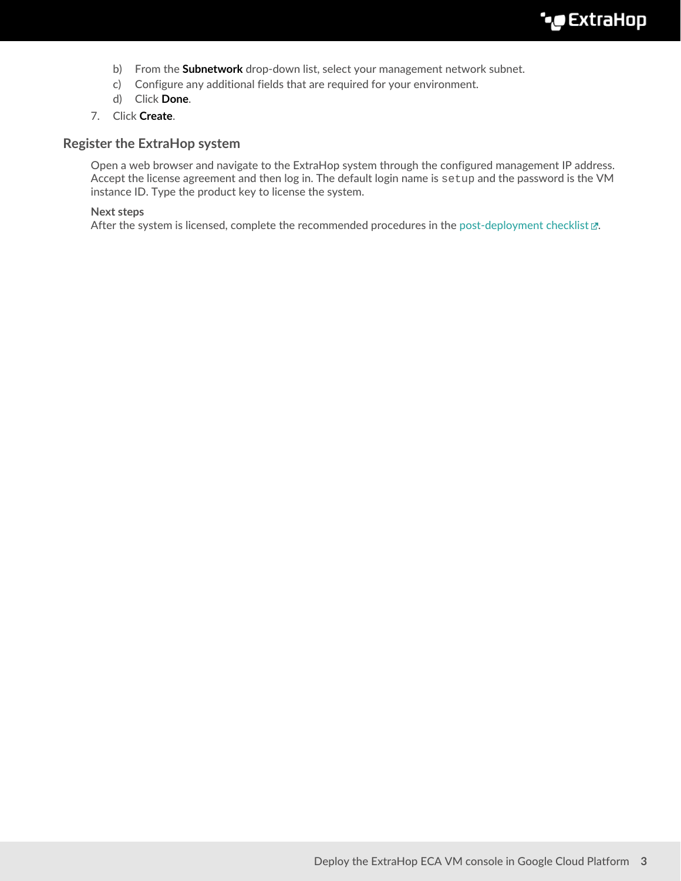b) From the **Subnetwork** drop-down list, select your management network subnet.
   c) Configure any additional fields that are required for your environment.
   d) Click **Done**.
7. Click **Create**.

## Register the ExtraHop system

Open a web browser and navigate to the ExtraHop system through the configured management IP address. Accept the license agreement and then log in. The default login name is `setup` and the password is the VM instance ID. Type the product key to license the system.

**Next steps**

After the system is licensed, complete the recommended procedures in the post-deployment checklist.